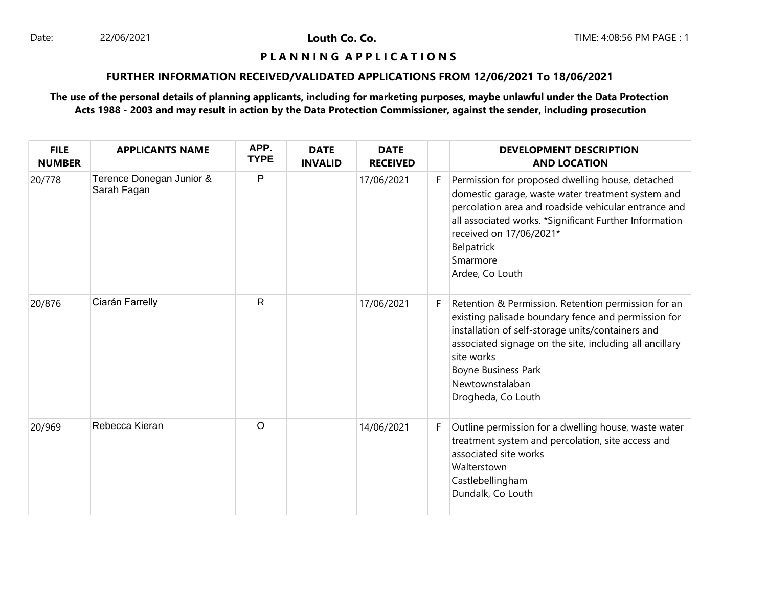Date: 22/06/2021

**Louth Co. Co.**

TIME: 4:08:56 PM PAGE : 1

# P L A N N I N G A P P L I C A T I O N S

## FURTHER INFORMATION RECEIVED/VALIDATED APPLICATIONS FROM 12/06/2021 To 18/06/2021

**The use of the personal details of planning applicants, including for marketing purposes, maybe unlawful under the Data Protection Acts 1988 - 2003 and may result in action by the Data Protection Commissioner, against the sender, including prosecution**

| FILE NUMBER | APPLICANTS NAME | APP. TYPE | DATE INVALID | DATE RECEIVED | | DEVELOPMENT DESCRIPTION AND LOCATION |
|---|---|---|---|---|---|---|
| 20/778 | Terence Donegan Junior & Sarah Fagan | P | | 17/06/2021 | F | Permission for proposed dwelling house, detached domestic garage, waste water treatment system and percolation area and roadside vehicular entrance and all associated works. *Significant Further Information received on 17/06/2021*<br>Belpatrick<br>Smarmore<br>Ardee, Co Louth |
| 20/876 | Ciarán Farrelly | R | | 17/06/2021 | F | Retention & Permission. Retention permission for an existing palisade boundary fence and permission for installation of self-storage units/containers and associated signage on the site, including all ancillary site works<br>Boyne Business Park<br>Newtownstalaban<br>Drogheda, Co Louth |
| 20/969 | Rebecca Kieran | O | | 14/06/2021 | F | Outline permission for a dwelling house, waste water treatment system and percolation, site access and associated site works<br>Walterstown<br>Castlebellingham<br>Dundalk, Co Louth |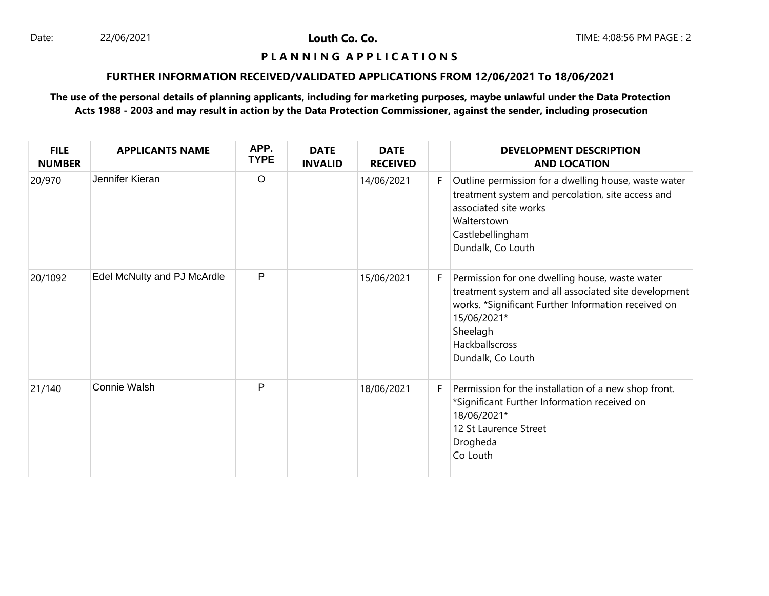**Louth Co. Co.**

**P L A N N I N G A P P L I C A T I O N S**

**FURTHER INFORMATION RECEIVED/VALIDATED APPLICATIONS FROM 12/06/2021 To 18/06/2021**

**The use of the personal details of planning applicants, including for marketing purposes, maybe unlawful under the Data Protection Acts 1988 - 2003 and may result in action by the Data Protection Commissioner, against the sender, including prosecution**

| FILE NUMBER | APPLICANTS NAME | APP. TYPE | DATE INVALID | DATE RECEIVED | | DEVELOPMENT DESCRIPTION AND LOCATION |
|---|---|---|---|---|---|---|
| 20/970 | Jennifer Kieran | O | | 14/06/2021 | F | Outline permission for a dwelling house, waste water treatment system and percolation, site access and associated site works<br>Walterstown<br>Castlebellingham<br>Dundalk, Co Louth |
| 20/1092 | Edel McNulty and PJ McArdle | P | | 15/06/2021 | F | Permission for one dwelling house, waste water treatment system and all associated site development works. *Significant Further Information received on 15/06/2021*<br>Sheelagh<br>Hackballscross<br>Dundalk, Co Louth |
| 21/140 | Connie Walsh | P | | 18/06/2021 | F | Permission for the installation of a new shop front. *Significant Further Information received on 18/06/2021*<br>12 St Laurence Street<br>Drogheda<br>Co Louth |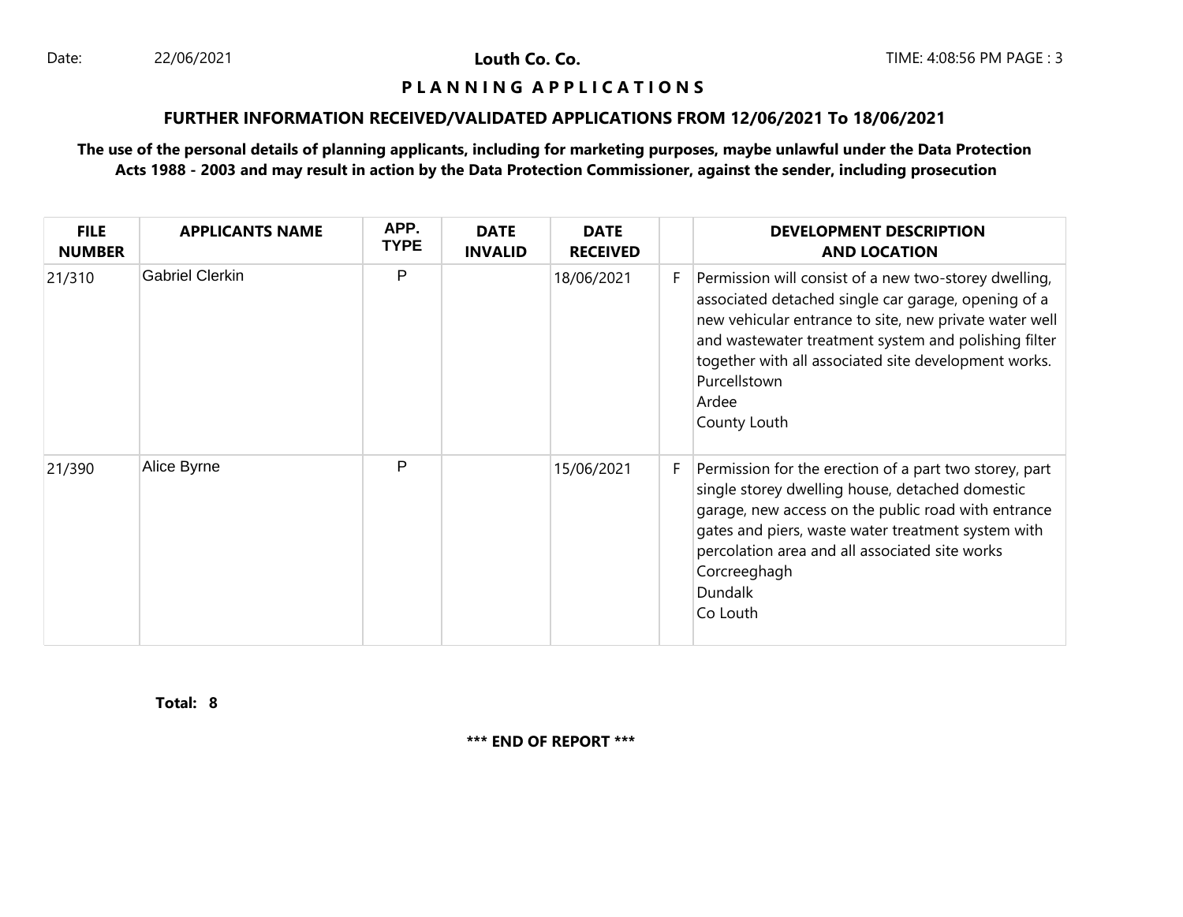**Louth Co. Co.**

**P L A N N I N G A P P L I C A T I O N S**

**FURTHER INFORMATION RECEIVED/VALIDATED APPLICATIONS FROM 12/06/2021 To 18/06/2021**

**The use of the personal details of planning applicants, including for marketing purposes, maybe unlawful under the Data Protection Acts 1988 - 2003 and may result in action by the Data Protection Commissioner, against the sender, including prosecution**

| FILE NUMBER | APPLICANTS NAME | APP. TYPE | DATE INVALID | DATE RECEIVED | | DEVELOPMENT DESCRIPTION AND LOCATION |
|---|---|---|---|---|---|---|
| 21/310 | Gabriel Clerkin | P | | 18/06/2021 | F | Permission will consist of a new two-storey dwelling, associated detached single car garage, opening of a new vehicular entrance to site, new private water well and wastewater treatment system and polishing filter together with all associated site development works. Purcellstown Ardee County Louth |
| 21/390 | Alice Byrne | P | | 15/06/2021 | F | Permission for the erection of a part two storey, part single storey dwelling house, detached domestic garage, new access on the public road with entrance gates and piers, waste water treatment system with percolation area and all associated site works Corcreeghagh Dundalk Co Louth |

**Total: 8**

**\*\*\* END OF REPORT \*\*\***